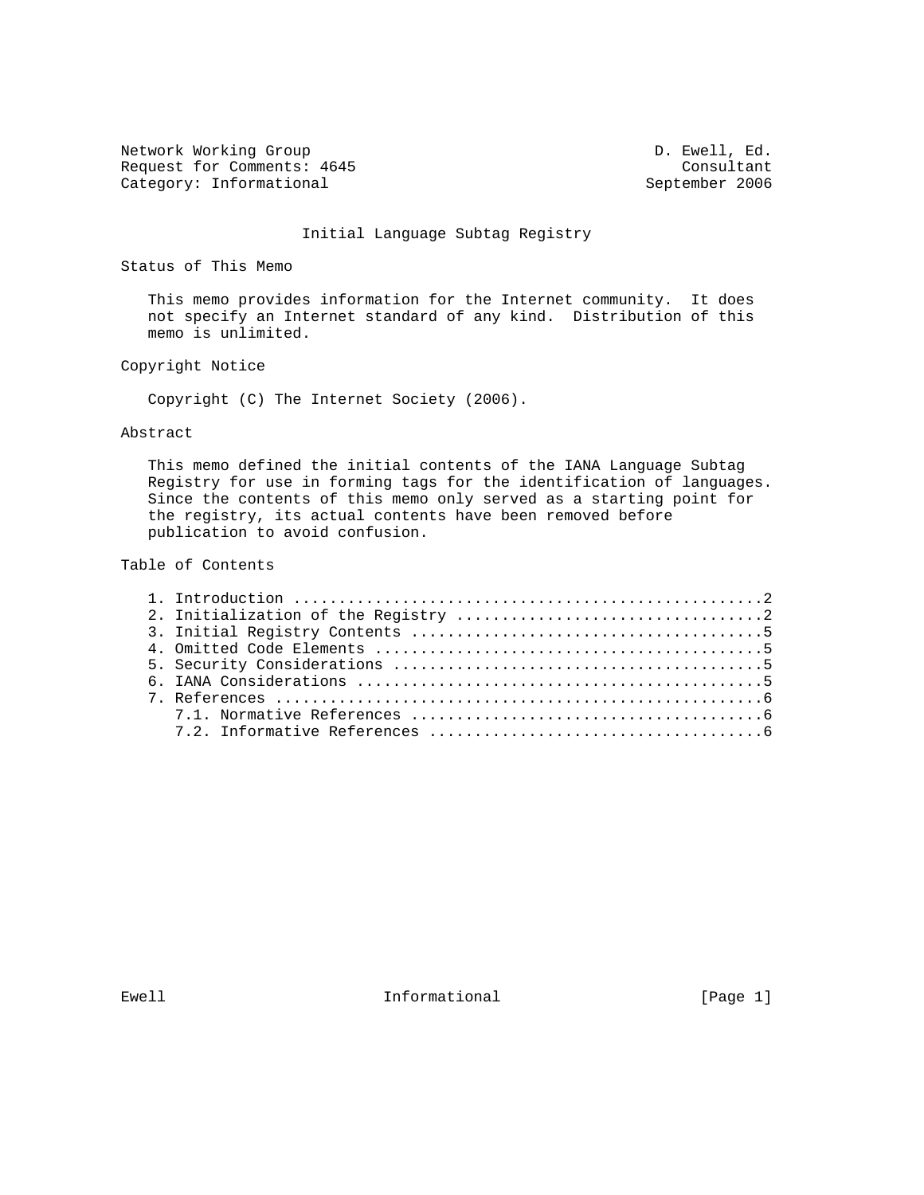Network Working Group D. Ewell, Ed.
Request for Comments: 4645 Consultant
Category: Informational September 2006

# Initial Language Subtag Registry

## Status of This Memo

This memo provides information for the Internet community. It does not specify an Internet standard of any kind. Distribution of this memo is unlimited.

## Copyright Notice

Copyright (C) The Internet Society (2006).

## Abstract

This memo defined the initial contents of the IANA Language Subtag Registry for use in forming tags for the identification of languages. Since the contents of this memo only served as a starting point for the registry, its actual contents have been removed before publication to avoid confusion.

## Table of Contents

1. Introduction ....................................................2
2. Initialization of the Registry .................................2
3. Initial Registry Contents ......................................5
4. Omitted Code Elements ..........................................5
5. Security Considerations ........................................5
6. IANA Considerations ............................................5
7. References .....................................................6
   7.1. Normative References ......................................6
   7.2. Informative References ....................................6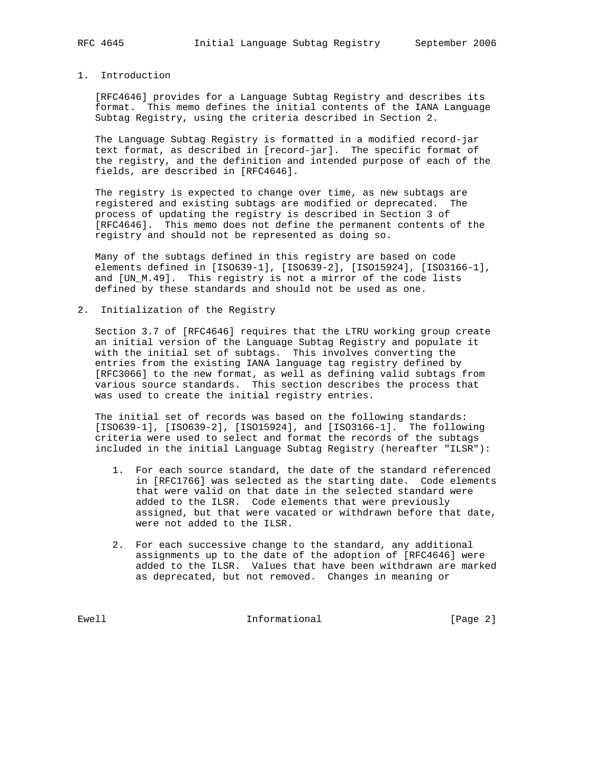## 1. Introduction

[RFC4646] provides for a Language Subtag Registry and describes its format. This memo defines the initial contents of the IANA Language Subtag Registry, using the criteria described in Section 2.

The Language Subtag Registry is formatted in a modified record-jar text format, as described in [record-jar]. The specific format of the registry, and the definition and intended purpose of each of the fields, are described in [RFC4646].

The registry is expected to change over time, as new subtags are registered and existing subtags are modified or deprecated. The process of updating the registry is described in Section 3 of [RFC4646]. This memo does not define the permanent contents of the registry and should not be represented as doing so.

Many of the subtags defined in this registry are based on code elements defined in [ISO639-1], [ISO639-2], [ISO15924], [ISO3166-1], and [UN_M.49]. This registry is not a mirror of the code lists defined by these standards and should not be used as one.

## 2. Initialization of the Registry

Section 3.7 of [RFC4646] requires that the LTRU working group create an initial version of the Language Subtag Registry and populate it with the initial set of subtags. This involves converting the entries from the existing IANA language tag registry defined by [RFC3066] to the new format, as well as defining valid subtags from various source standards. This section describes the process that was used to create the initial registry entries.

The initial set of records was based on the following standards: [ISO639-1], [ISO639-2], [ISO15924], and [ISO3166-1]. The following criteria were used to select and format the records of the subtags included in the initial Language Subtag Registry (hereafter "ILSR"):

1. For each source standard, the date of the standard referenced in [RFC1766] was selected as the starting date. Code elements that were valid on that date in the selected standard were added to the ILSR. Code elements that were previously assigned, but that were vacated or withdrawn before that date, were not added to the ILSR.

2. For each successive change to the standard, any additional assignments up to the date of the adoption of [RFC4646] were added to the ILSR. Values that have been withdrawn are marked as deprecated, but not removed. Changes in meaning or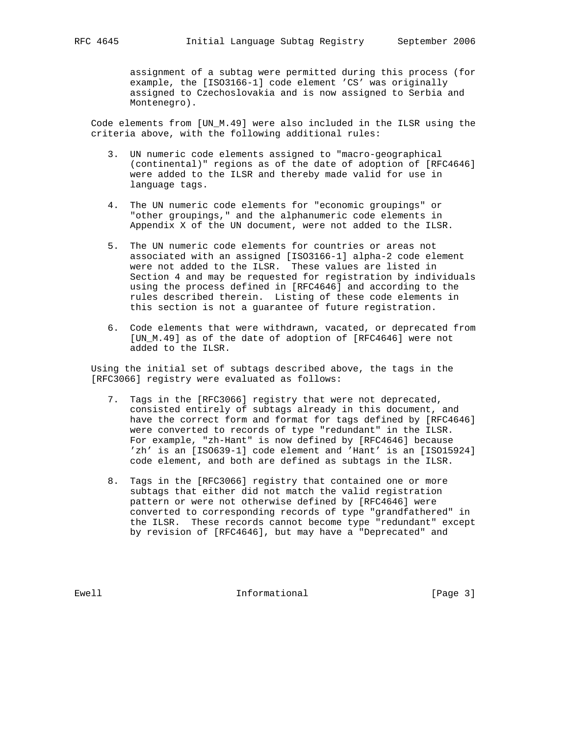assignment of a subtag were permitted during this process (for example, the [ISO3166-1] code element 'CS' was originally assigned to Czechoslovakia and is now assigned to Serbia and Montenegro).

Code elements from [UN_M.49] were also included in the ILSR using the criteria above, with the following additional rules:

3. UN numeric code elements assigned to "macro-geographical (continental)" regions as of the date of adoption of [RFC4646] were added to the ILSR and thereby made valid for use in language tags.

4. The UN numeric code elements for "economic groupings" or "other groupings," and the alphanumeric code elements in Appendix X of the UN document, were not added to the ILSR.

5. The UN numeric code elements for countries or areas not associated with an assigned [ISO3166-1] alpha-2 code element were not added to the ILSR. These values are listed in Section 4 and may be requested for registration by individuals using the process defined in [RFC4646] and according to the rules described therein. Listing of these code elements in this section is not a guarantee of future registration.

6. Code elements that were withdrawn, vacated, or deprecated from [UN_M.49] as of the date of adoption of [RFC4646] were not added to the ILSR.

Using the initial set of subtags described above, the tags in the [RFC3066] registry were evaluated as follows:

7. Tags in the [RFC3066] registry that were not deprecated, consisted entirely of subtags already in this document, and have the correct form and format for tags defined by [RFC4646] were converted to records of type "redundant" in the ILSR. For example, "zh-Hant" is now defined by [RFC4646] because 'zh' is an [ISO639-1] code element and 'Hant' is an [ISO15924] code element, and both are defined as subtags in the ILSR.

8. Tags in the [RFC3066] registry that contained one or more subtags that either did not match the valid registration pattern or were not otherwise defined by [RFC4646] were converted to corresponding records of type "grandfathered" in the ILSR. These records cannot become type "redundant" except by revision of [RFC4646], but may have a "Deprecated" and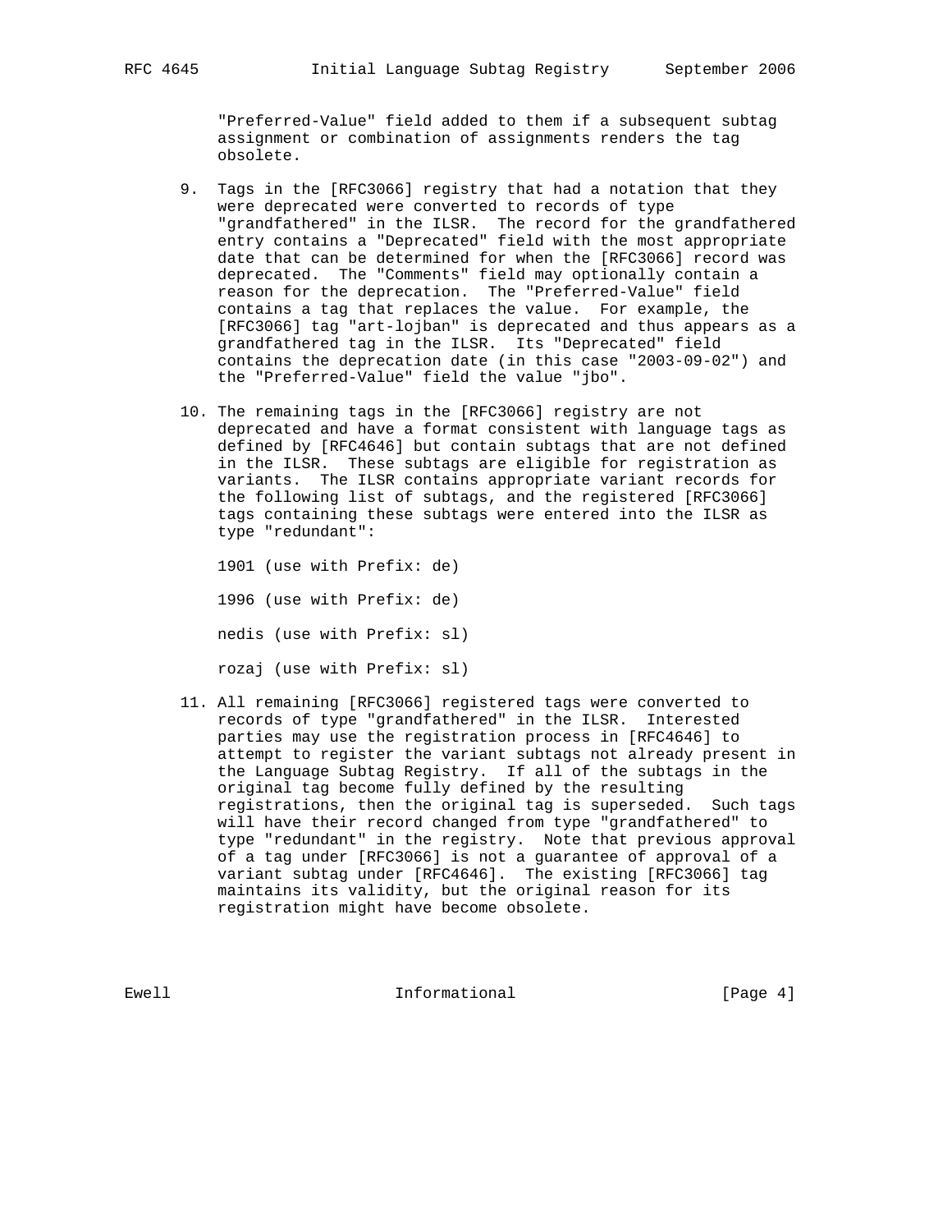"Preferred-Value" field added to them if a subsequent subtag assignment or combination of assignments renders the tag obsolete.

9. Tags in the [RFC3066] registry that had a notation that they were deprecated were converted to records of type "grandfathered" in the ILSR. The record for the grandfathered entry contains a "Deprecated" field with the most appropriate date that can be determined for when the [RFC3066] record was deprecated. The "Comments" field may optionally contain a reason for the deprecation. The "Preferred-Value" field contains a tag that replaces the value. For example, the [RFC3066] tag "art-lojban" is deprecated and thus appears as a grandfathered tag in the ILSR. Its "Deprecated" field contains the deprecation date (in this case "2003-09-02") and the "Preferred-Value" field the value "jbo".

10. The remaining tags in the [RFC3066] registry are not deprecated and have a format consistent with language tags as defined by [RFC4646] but contain subtags that are not defined in the ILSR. These subtags are eligible for registration as variants. The ILSR contains appropriate variant records for the following list of subtags, and the registered [RFC3066] tags containing these subtags were entered into the ILSR as type "redundant":

    1901 (use with Prefix: de)

    1996 (use with Prefix: de)

    nedis (use with Prefix: sl)

    rozaj (use with Prefix: sl)

11. All remaining [RFC3066] registered tags were converted to records of type "grandfathered" in the ILSR. Interested parties may use the registration process in [RFC4646] to attempt to register the variant subtags not already present in the Language Subtag Registry. If all of the subtags in the original tag become fully defined by the resulting registrations, then the original tag is superseded. Such tags will have their record changed from type "grandfathered" to type "redundant" in the registry. Note that previous approval of a tag under [RFC3066] is not a guarantee of approval of a variant subtag under [RFC4646]. The existing [RFC3066] tag maintains its validity, but the original reason for its registration might have become obsolete.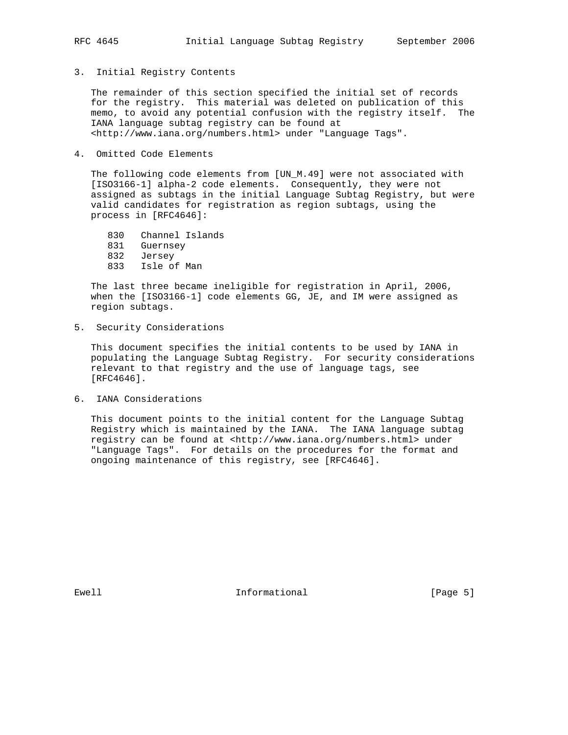## 3. Initial Registry Contents

The remainder of this section specified the initial set of records for the registry. This material was deleted on publication of this memo, to avoid any potential confusion with the registry itself. The IANA language subtag registry can be found at <http://www.iana.org/numbers.html> under "Language Tags".

## 4. Omitted Code Elements

The following code elements from [UN_M.49] were not associated with [ISO3166-1] alpha-2 code elements. Consequently, they were not assigned as subtags in the initial Language Subtag Registry, but were valid candidates for registration as region subtags, using the process in [RFC4646]:

```
830   Channel Islands
831   Guernsey
832   Jersey
833   Isle of Man
```

The last three became ineligible for registration in April, 2006, when the [ISO3166-1] code elements GG, JE, and IM were assigned as region subtags.

## 5. Security Considerations

This document specifies the initial contents to be used by IANA in populating the Language Subtag Registry. For security considerations relevant to that registry and the use of language tags, see [RFC4646].

## 6. IANA Considerations

This document points to the initial content for the Language Subtag Registry which is maintained by the IANA. The IANA language subtag registry can be found at <http://www.iana.org/numbers.html> under "Language Tags". For details on the procedures for the format and ongoing maintenance of this registry, see [RFC4646].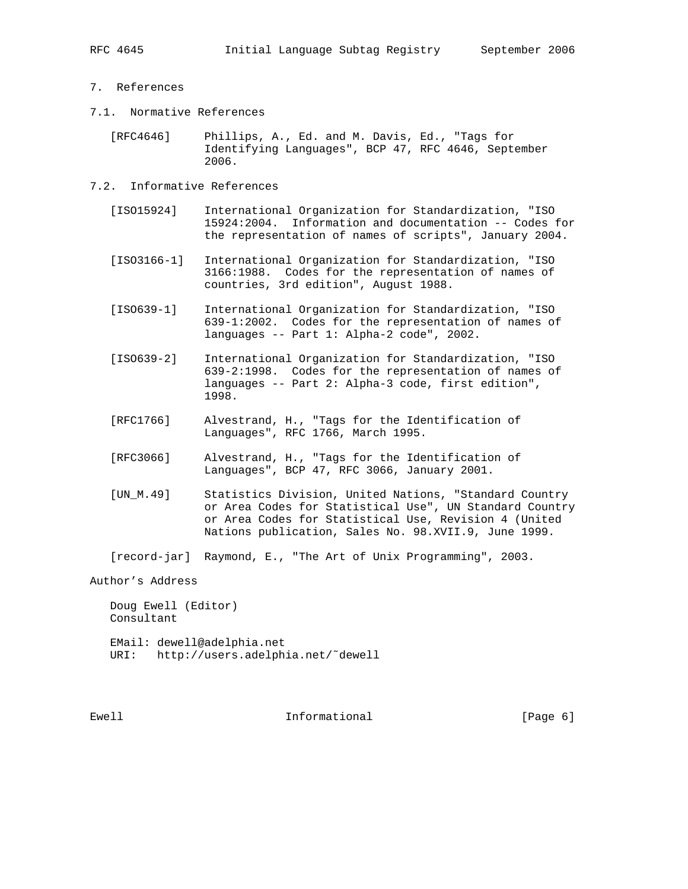# 7. References

## 7.1. Normative References

[RFC4646] Phillips, A., Ed. and M. Davis, Ed., "Tags for Identifying Languages", BCP 47, RFC 4646, September 2006.

## 7.2. Informative References

[ISO15924] International Organization for Standardization, "ISO 15924:2004. Information and documentation -- Codes for the representation of names of scripts", January 2004.

[ISO3166-1] International Organization for Standardization, "ISO 3166:1988. Codes for the representation of names of countries, 3rd edition", August 1988.

[ISO639-1] International Organization for Standardization, "ISO 639-1:2002. Codes for the representation of names of languages -- Part 1: Alpha-2 code", 2002.

[ISO639-2] International Organization for Standardization, "ISO 639-2:1998. Codes for the representation of names of languages -- Part 2: Alpha-3 code, first edition", 1998.

[RFC1766] Alvestrand, H., "Tags for the Identification of Languages", RFC 1766, March 1995.

[RFC3066] Alvestrand, H., "Tags for the Identification of Languages", BCP 47, RFC 3066, January 2001.

[UN_M.49] Statistics Division, United Nations, "Standard Country or Area Codes for Statistical Use", UN Standard Country or Area Codes for Statistical Use, Revision 4 (United Nations publication, Sales No. 98.XVII.9, June 1999.

[record-jar] Raymond, E., "The Art of Unix Programming", 2003.

# Author's Address

Doug Ewell (Editor)
Consultant

EMail: dewell@adelphia.net
URI: http://users.adelphia.net/˜dewell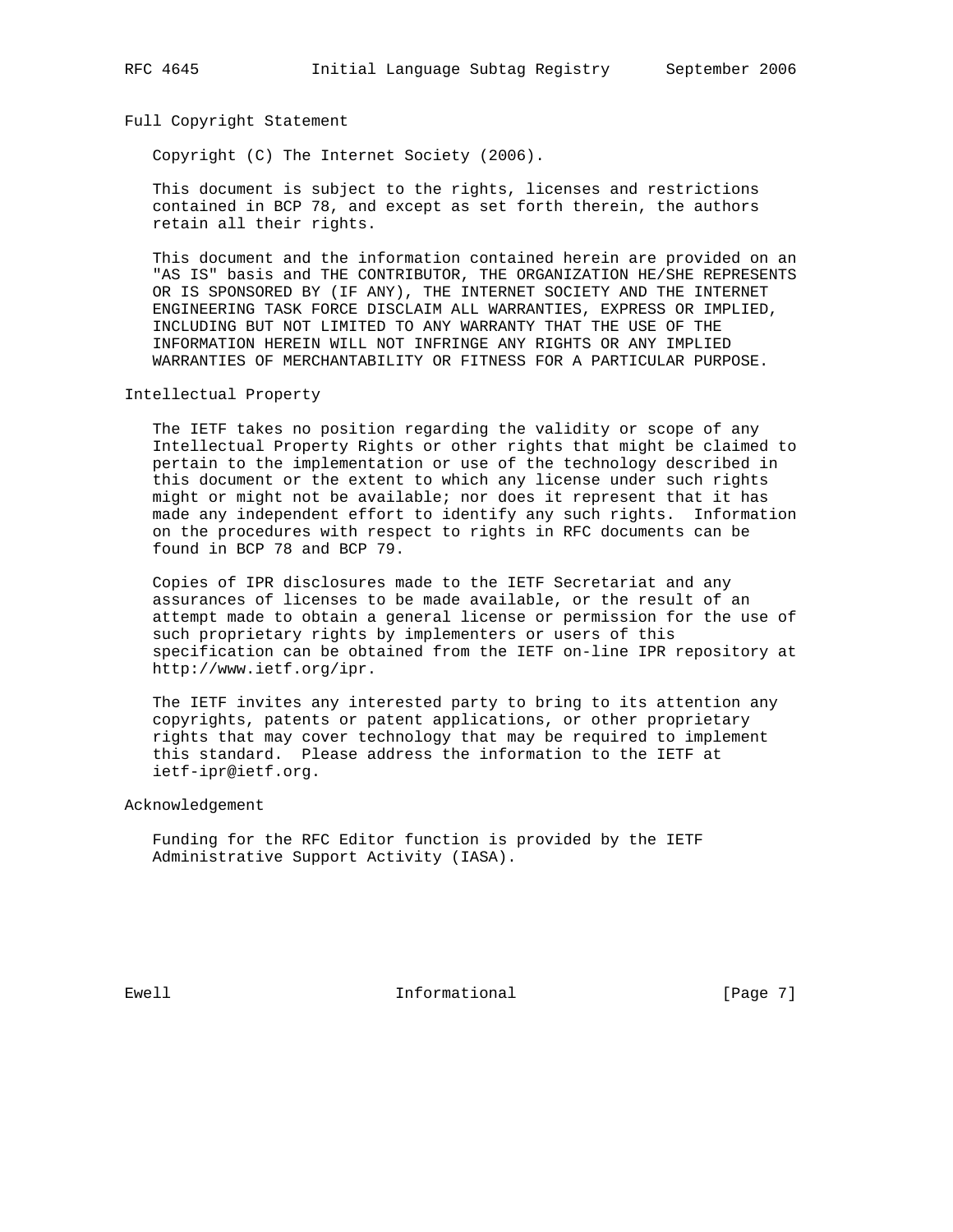## Full Copyright Statement

Copyright (C) The Internet Society (2006).

This document is subject to the rights, licenses and restrictions contained in BCP 78, and except as set forth therein, the authors retain all their rights.

This document and the information contained herein are provided on an "AS IS" basis and THE CONTRIBUTOR, THE ORGANIZATION HE/SHE REPRESENTS OR IS SPONSORED BY (IF ANY), THE INTERNET SOCIETY AND THE INTERNET ENGINEERING TASK FORCE DISCLAIM ALL WARRANTIES, EXPRESS OR IMPLIED, INCLUDING BUT NOT LIMITED TO ANY WARRANTY THAT THE USE OF THE INFORMATION HEREIN WILL NOT INFRINGE ANY RIGHTS OR ANY IMPLIED WARRANTIES OF MERCHANTABILITY OR FITNESS FOR A PARTICULAR PURPOSE.

## Intellectual Property

The IETF takes no position regarding the validity or scope of any Intellectual Property Rights or other rights that might be claimed to pertain to the implementation or use of the technology described in this document or the extent to which any license under such rights might or might not be available; nor does it represent that it has made any independent effort to identify any such rights. Information on the procedures with respect to rights in RFC documents can be found in BCP 78 and BCP 79.

Copies of IPR disclosures made to the IETF Secretariat and any assurances of licenses to be made available, or the result of an attempt made to obtain a general license or permission for the use of such proprietary rights by implementers or users of this specification can be obtained from the IETF on-line IPR repository at http://www.ietf.org/ipr.

The IETF invites any interested party to bring to its attention any copyrights, patents or patent applications, or other proprietary rights that may cover technology that may be required to implement this standard. Please address the information to the IETF at ietf-ipr@ietf.org.

## Acknowledgement

Funding for the RFC Editor function is provided by the IETF Administrative Support Activity (IASA).